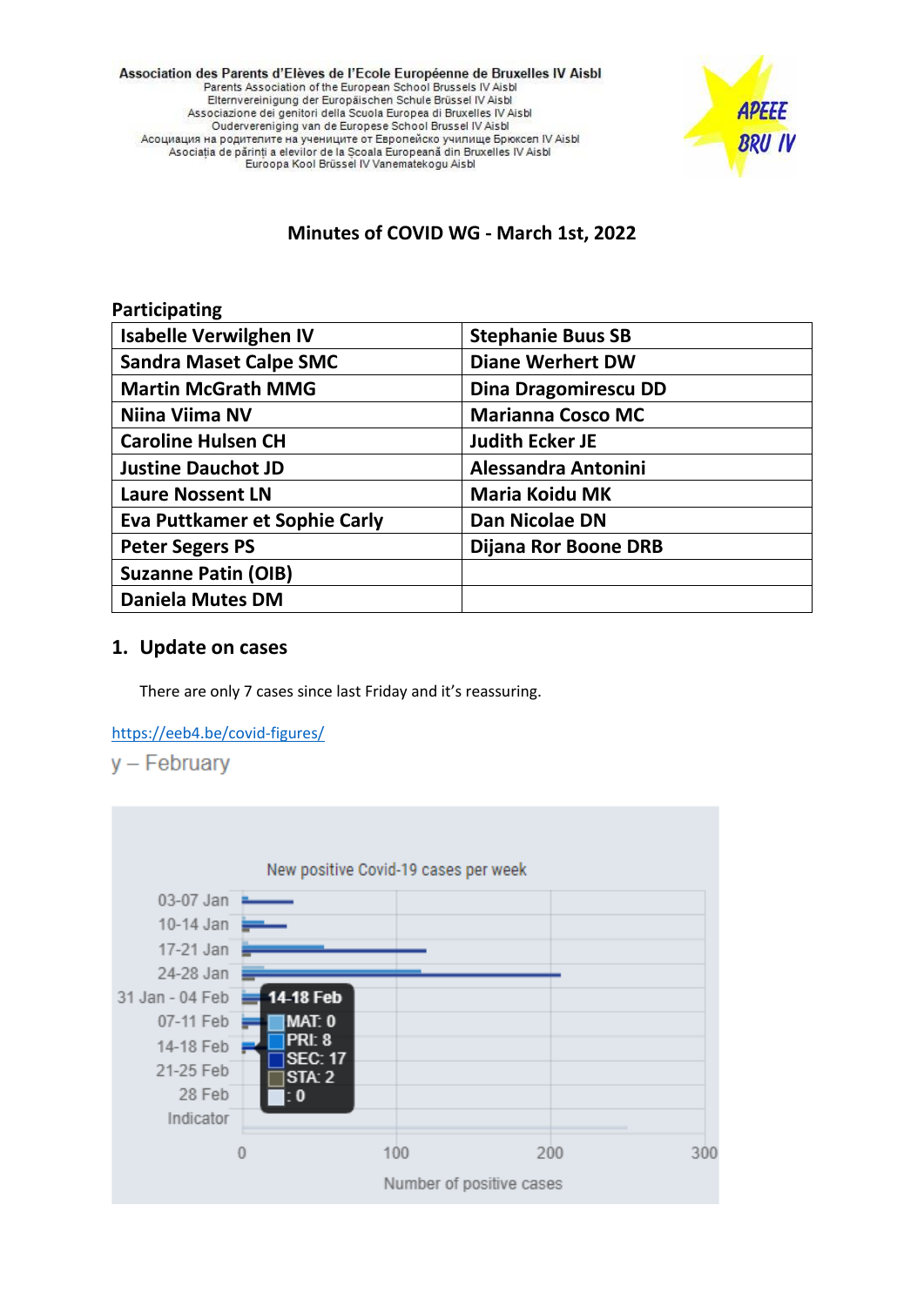Association des Parents d'Elèves de l'Ecole Européenne de Bruxelles IV Aisbl
Parents Association of the European School Brussels IV Aisbl
Elternvereinigung der Europäischen Schule Brüssel IV Aisbl
Associazione dei genitori della Scuola Europea di Bruxelles IV Aisbl
Ouderverenigingvan de Europese School Brussel IV Aisbl
Асоциация на родителите на учениците от Европейско училище Брюксел IV Aisbl
Asociația de părinți a elevilor de la Scoala Europeană din Bruxelles IV Aisbl
Euroopa Kool Brüssel IV Vanematekogu Aisbl

APEEE BRU IV

# Minutes of COVID WG - March 1st, 2022

**Participating**

| | |
|---|---|
| **Isabelle Verwilghen IV** | **Stephanie Buus SB** |
| **Sandra Maset Calpe SMC** | **Diane Werhert DW** |
| **Martin McGrath MMG** | **Dina Dragomirescu DD** |
| **Niina Viima NV** | **Marianna Cosco MC** |
| **Caroline Hulsen CH** | **Judith Ecker JE** |
| **Justine Dauchot JD** | **Alessandra Antonini** |
| **Laure Nossent LN** | **Maria Koidu MK** |
| **Eva Puttkamer et Sophie Carly** | **Dan Nicolae DN** |
| **Peter Segers PS** | **Dijana Ror Boone DRB** |
| **Suzanne Patin (OIB)** | |
| **Daniela Mutes DM** | |

## 1. Update on cases

There are only 7 cases since last Friday and it's reassuring.

https://eeb4.be/covid-figures/

y – February

New positive Covid-19 cases per week

03-07 Jan
10-14 Jan
17-21 Jan
24-28 Jan
31 Jan - 04 Feb
07-11 Feb
14-18 Feb
21-25 Feb
28 Feb
Indicator

14-18 Feb
MAT: 0
PRI: 8
SEC: 17
STA: 2
: 0

0 100 200 300

Number of positive cases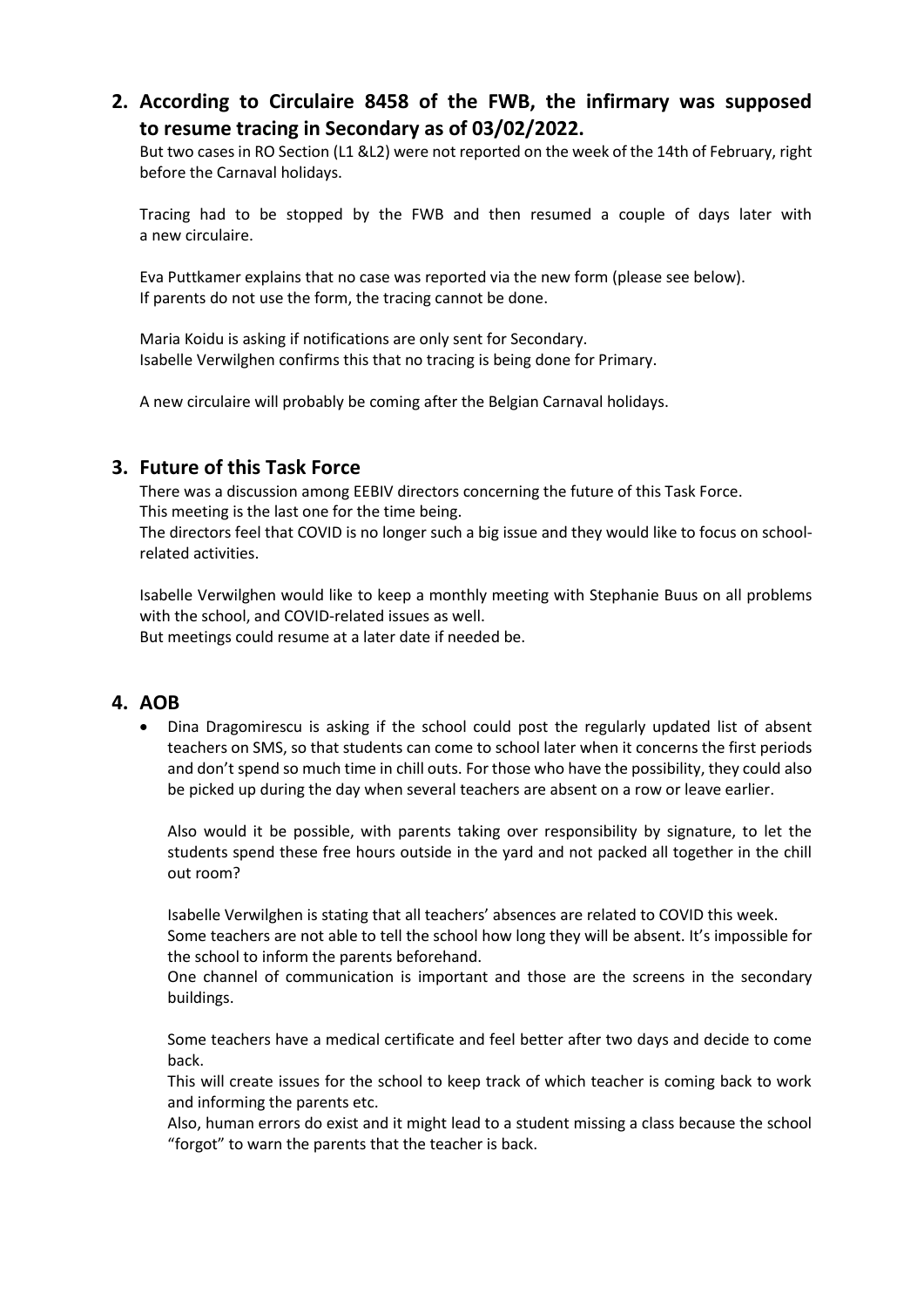## 2. According to Circulaire 8458 of the FWB, the infirmary was supposed to resume tracing in Secondary as of 03/02/2022.

But two cases in RO Section (L1 &L2) were not reported on the week of the 14th of February, right before the Carnaval holidays.

Tracing had to be stopped by the FWB and then resumed a couple of days later with a new circulaire.

Eva Puttkamer explains that no case was reported via the new form (please see below).
If parents do not use the form, the tracing cannot be done.

Maria Koidu is asking if notifications are only sent for Secondary.
Isabelle Verwilghen confirms this that no tracing is being done for Primary.

A new circulaire will probably be coming after the Belgian Carnaval holidays.

## 3. Future of this Task Force

There was a discussion among EEBIV directors concerning the future of this Task Force.
This meeting is the last one for the time being.
The directors feel that COVID is no longer such a big issue and they would like to focus on school-related activities.

Isabelle Verwilghen would like to keep a monthly meeting with Stephanie Buus on all problems with the school, and COVID-related issues as well.
But meetings could resume at a later date if needed be.

## 4. AOB

- Dina Dragomirescu is asking if the school could post the regularly updated list of absent teachers on SMS, so that students can come to school later when it concerns the first periods and don't spend so much time in chill outs. For those who have the possibility, they could also be picked up during the day when several teachers are absent on a row or leave earlier.

  Also would it be possible, with parents taking over responsibility by signature, to let the students spend these free hours outside in the yard and not packed all together in the chill out room?

  Isabelle Verwilghen is stating that all teachers' absences are related to COVID this week.
  Some teachers are not able to tell the school how long they will be absent. It's impossible for the school to inform the parents beforehand.
  One channel of communication is important and those are the screens in the secondary buildings.

  Some teachers have a medical certificate and feel better after two days and decide to come back.
  This will create issues for the school to keep track of which teacher is coming back to work and informing the parents etc.
  Also, human errors do exist and it might lead to a student missing a class because the school "forgot" to warn the parents that the teacher is back.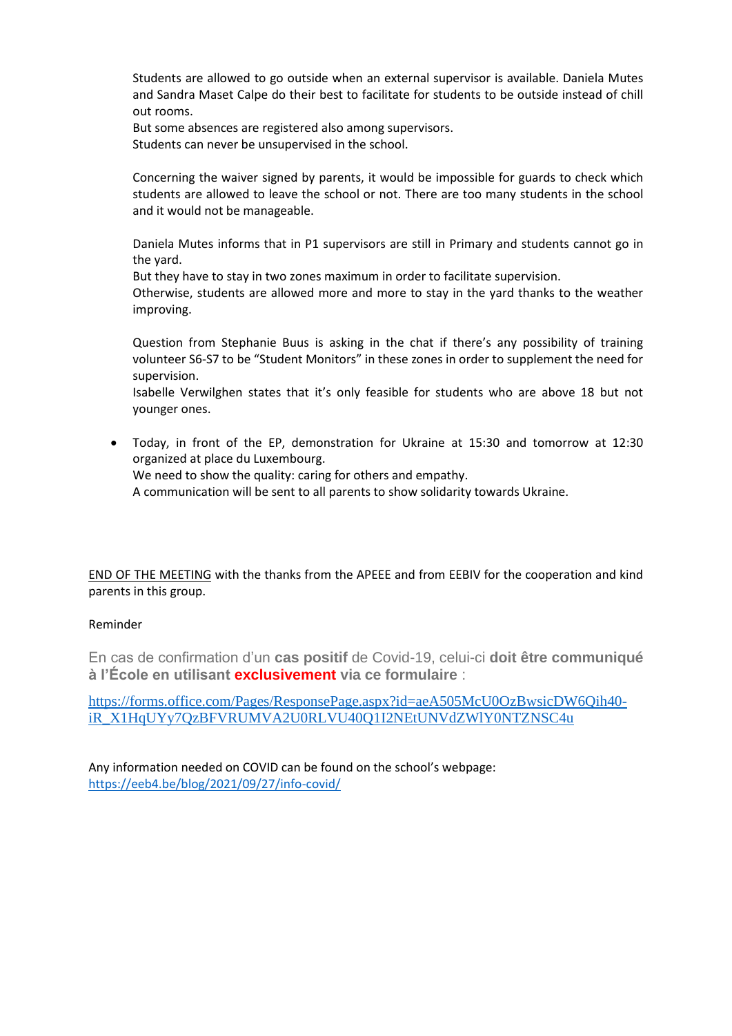Students are allowed to go outside when an external supervisor is available. Daniela Mutes and Sandra Maset Calpe do their best to facilitate for students to be outside instead of chill out rooms.
But some absences are registered also among supervisors.
Students can never be unsupervised in the school.

Concerning the waiver signed by parents, it would be impossible for guards to check which students are allowed to leave the school or not. There are too many students in the school and it would not be manageable.

Daniela Mutes informs that in P1 supervisors are still in Primary and students cannot go in the yard.
But they have to stay in two zones maximum in order to facilitate supervision.
Otherwise, students are allowed more and more to stay in the yard thanks to the weather improving.

Question from Stephanie Buus is asking in the chat if there's any possibility of training volunteer S6-S7 to be "Student Monitors" in these zones in order to supplement the need for supervision.
Isabelle Verwilghen states that it's only feasible for students who are above 18 but not younger ones.

- Today, in front of the EP, demonstration for Ukraine at 15:30 and tomorrow at 12:30 organized at place du Luxembourg.
  We need to show the quality: caring for others and empathy.
  A communication will be sent to all parents to show solidarity towards Ukraine.

END OF THE MEETING with the thanks from the APEEE and from EEBIV for the cooperation and kind parents in this group.

Reminder

En cas de confirmation d'un **cas positif** de Covid-19, celui-ci **doit être communiqué à l'École en utilisant exclusivement via ce formulaire** :

https://forms.office.com/Pages/ResponsePage.aspx?id=aeA505McU0OzBwsicDW6Qih40-iR_X1HqUYy7QzBFVRUMVA2U0RLVU40Q1I2NEtUNVdZWlY0NTZNSC4u

Any information needed on COVID can be found on the school's webpage:
https://eeb4.be/blog/2021/09/27/info-covid/